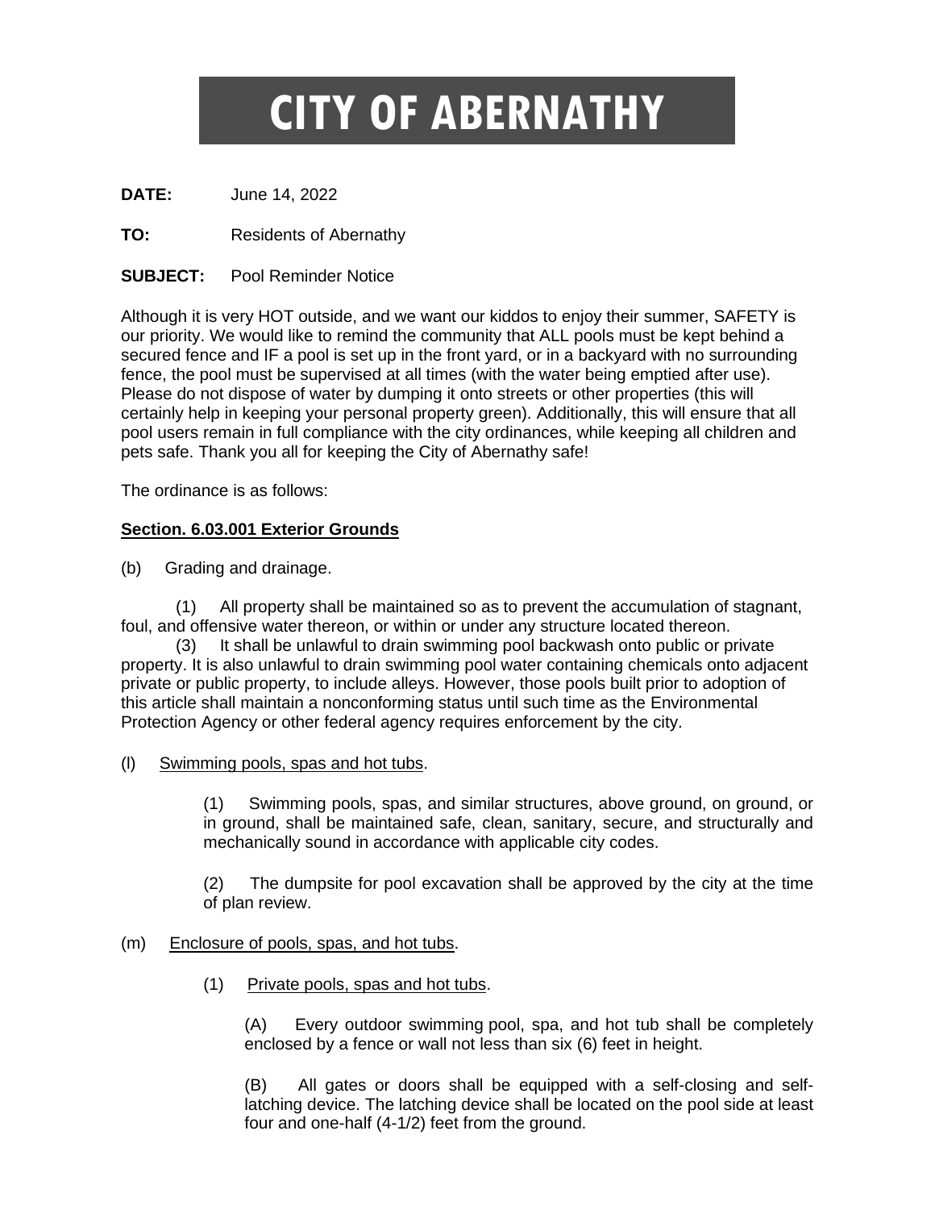# CITY OF ABERNATHY

**DATE:** June 14, 2022

**TO:** Residents of Abernathy

**SUBJECT:** Pool Reminder Notice

Although it is very HOT outside, and we want our kiddos to enjoy their summer, SAFETY is our priority. We would like to remind the community that ALL pools must be kept behind a secured fence and IF a pool is set up in the front yard, or in a backyard with no surrounding fence, the pool must be supervised at all times (with the water being emptied after use). Please do not dispose of water by dumping it onto streets or other properties (this will certainly help in keeping your personal property green). Additionally, this will ensure that all pool users remain in full compliance with the city ordinances, while keeping all children and pets safe. Thank you all for keeping the City of Abernathy safe!

The ordinance is as follows:

**Section. 6.03.001 Exterior Grounds**

(b) Grading and drainage.

(1) All property shall be maintained so as to prevent the accumulation of stagnant, foul, and offensive water thereon, or within or under any structure located thereon.

(3) It shall be unlawful to drain swimming pool backwash onto public or private property. It is also unlawful to drain swimming pool water containing chemicals onto adjacent private or public property, to include alleys. However, those pools built prior to adoption of this article shall maintain a nonconforming status until such time as the Environmental Protection Agency or other federal agency requires enforcement by the city.

(l) Swimming pools, spas and hot tubs.

> (1) Swimming pools, spas, and similar structures, above ground, on ground, or in ground, shall be maintained safe, clean, sanitary, secure, and structurally and mechanically sound in accordance with applicable city codes.
>
> (2) The dumpsite for pool excavation shall be approved by the city at the time of plan review.

(m) Enclosure of pools, spas, and hot tubs.

> (1) Private pools, spas and hot tubs.
>
> > (A) Every outdoor swimming pool, spa, and hot tub shall be completely enclosed by a fence or wall not less than six (6) feet in height.
> >
> > (B) All gates or doors shall be equipped with a self-closing and self-latching device. The latching device shall be located on the pool side at least four and one-half (4-1/2) feet from the ground.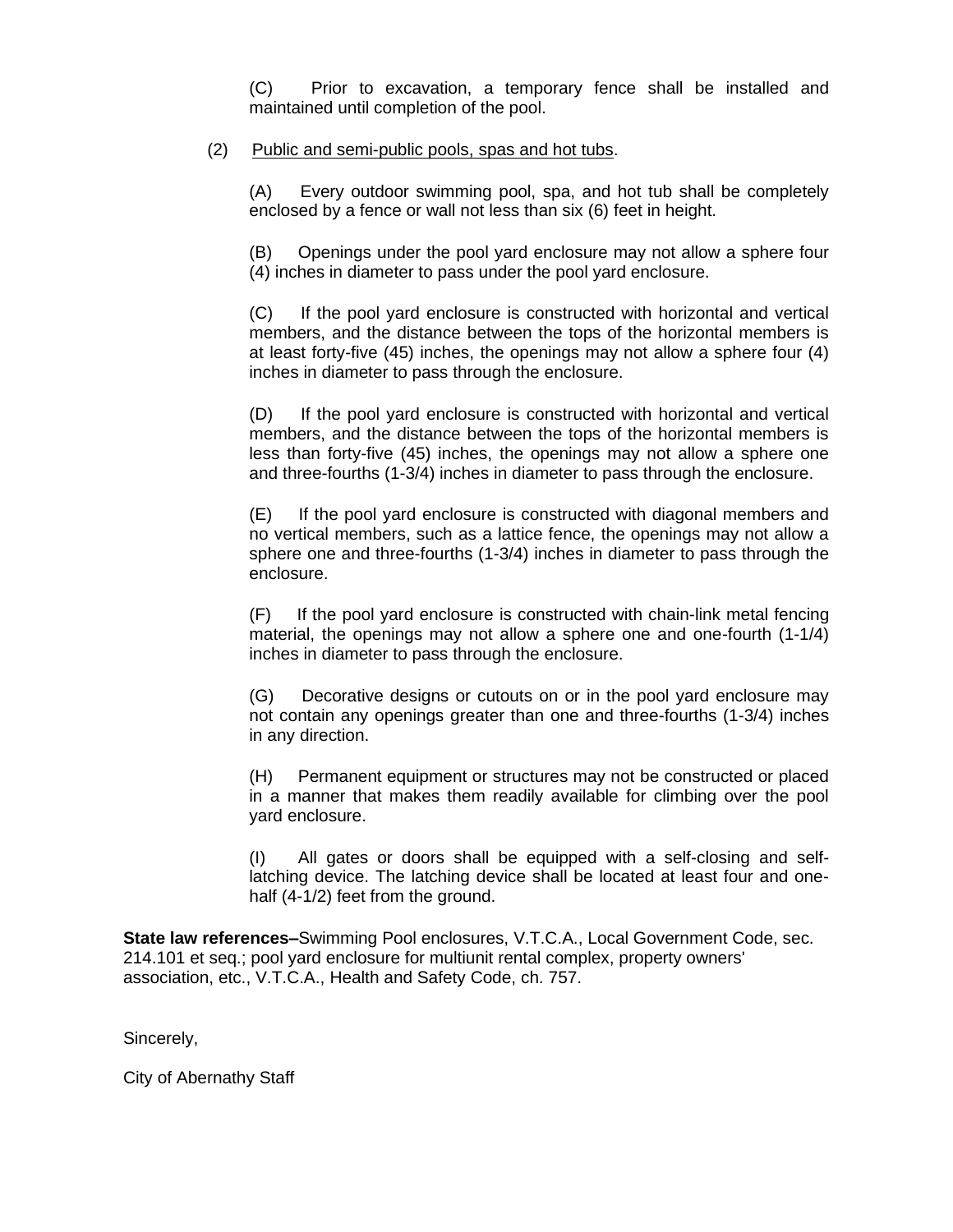(C) Prior to excavation, a temporary fence shall be installed and maintained until completion of the pool.

(2) Public and semi-public pools, spas and hot tubs.

(A) Every outdoor swimming pool, spa, and hot tub shall be completely enclosed by a fence or wall not less than six (6) feet in height.

(B) Openings under the pool yard enclosure may not allow a sphere four (4) inches in diameter to pass under the pool yard enclosure.

(C) If the pool yard enclosure is constructed with horizontal and vertical members, and the distance between the tops of the horizontal members is at least forty-five (45) inches, the openings may not allow a sphere four (4) inches in diameter to pass through the enclosure.

(D) If the pool yard enclosure is constructed with horizontal and vertical members, and the distance between the tops of the horizontal members is less than forty-five (45) inches, the openings may not allow a sphere one and three-fourths (1-3/4) inches in diameter to pass through the enclosure.

(E) If the pool yard enclosure is constructed with diagonal members and no vertical members, such as a lattice fence, the openings may not allow a sphere one and three-fourths (1-3/4) inches in diameter to pass through the enclosure.

(F) If the pool yard enclosure is constructed with chain-link metal fencing material, the openings may not allow a sphere one and one-fourth (1-1/4) inches in diameter to pass through the enclosure.

(G) Decorative designs or cutouts on or in the pool yard enclosure may not contain any openings greater than one and three-fourths (1-3/4) inches in any direction.

(H) Permanent equipment or structures may not be constructed or placed in a manner that makes them readily available for climbing over the pool yard enclosure.

(I) All gates or doors shall be equipped with a self-closing and self-latching device. The latching device shall be located at least four and one-half (4-1/2) feet from the ground.

**State law references–**Swimming Pool enclosures, V.T.C.A., Local Government Code, sec. 214.101 et seq.; pool yard enclosure for multiunit rental complex, property owners' association, etc., V.T.C.A., Health and Safety Code, ch. 757.

Sincerely,

City of Abernathy Staff